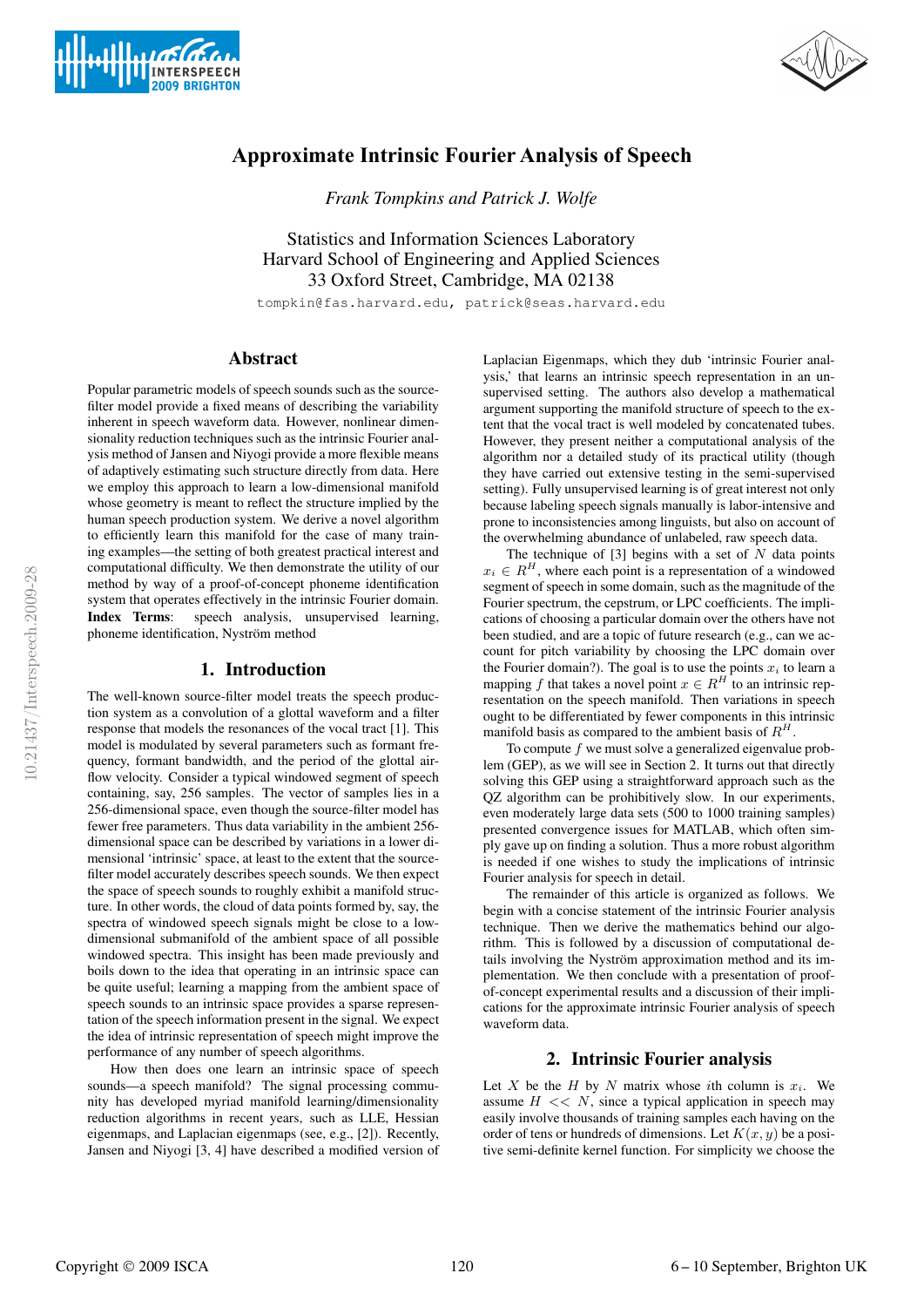# Approximate Intrinsic Fourier Analysis of Speech

*Frank Tompkins and Patrick J. Wolfe*

Statistics and Information Sciences Laboratory
Harvard School of Engineering and Applied Sciences
33 Oxford Street, Cambridge, MA 02138

tompkin@fas.harvard.edu, patrick@seas.harvard.edu

## Abstract

Popular parametric models of speech sounds such as the source-filter model provide a fixed means of describing the variability inherent in speech waveform data. However, nonlinear dimensionality reduction techniques such as the intrinsic Fourier analysis method of Jansen and Niyogi provide a more flexible means of adaptively estimating such structure directly from data. Here we employ this approach to learn a low-dimensional manifold whose geometry is meant to reflect the structure implied by the human speech production system. We derive a novel algorithm to efficiently learn this manifold for the case of many training examples—the setting of both greatest practical interest and computational difficulty. We then demonstrate the utility of our method by way of a proof-of-concept phoneme identification system that operates effectively in the intrinsic Fourier domain.

**Index Terms**: speech analysis, unsupervised learning, phoneme identification, Nyström method

## 1. Introduction

The well-known source-filter model treats the speech production system as a convolution of a glottal waveform and a filter response that models the resonances of the vocal tract [1]. This model is modulated by several parameters such as formant frequency, formant bandwidth, and the period of the glottal airflow velocity. Consider a typical windowed segment of speech containing, say, 256 samples. The vector of samples lies in a 256-dimensional space, even though the source-filter model has fewer free parameters. Thus data variability in the ambient 256-dimensional space can be described by variations in a lower dimensional 'intrinsic' space, at least to the extent that the source-filter model accurately describes speech sounds. We then expect the space of speech sounds to roughly exhibit a manifold structure. In other words, the cloud of data points formed by, say, the spectra of windowed speech signals might be close to a low-dimensional submanifold of the ambient space of all possible windowed spectra. This insight has been made previously and boils down to the idea that operating in an intrinsic space can be quite useful; learning a mapping from the ambient space of speech sounds to an intrinsic space provides a sparse representation of the speech information present in the signal. We expect the idea of intrinsic representation of speech might improve the performance of any number of speech algorithms.

How then does one learn an intrinsic space of speech sounds—a speech manifold? The signal processing community has developed myriad manifold learning/dimensionality reduction algorithms in recent years, such as LLE, Hessian eigenmaps, and Laplacian eigenmaps (see, e.g., [2]). Recently, Jansen and Niyogi [3, 4] have described a modified version of Laplacian Eigenmaps, which they dub 'intrinsic Fourier analysis,' that learns an intrinsic speech representation in an unsupervised setting. The authors also develop a mathematical argument supporting the manifold structure of speech to the extent that the vocal tract is well modeled by concatenated tubes. However, they present neither a computational analysis of the algorithm nor a detailed study of its practical utility (though they have carried out extensive testing in the semi-supervised setting). Fully unsupervised learning is of great interest not only because labeling speech signals manually is labor-intensive and prone to inconsistencies among linguists, but also on account of the overwhelming abundance of unlabeled, raw speech data.

The technique of [3] begins with a set of $N$ data points $x_i \in R^H$, where each point is a representation of a windowed segment of speech in some domain, such as the magnitude of the Fourier spectrum, the cepstrum, or LPC coefficients. The implications of choosing a particular domain over the others have not been studied, and are a topic of future research (e.g., can we account for pitch variability by choosing the LPC domain over the Fourier domain?). The goal is to use the points $x_i$ to learn a mapping $f$ that takes a novel point $x \in R^H$ to an intrinsic representation on the speech manifold. Then variations in speech ought to be differentiated by fewer components in this intrinsic manifold basis as compared to the ambient basis of $R^H$.

To compute $f$ we must solve a generalized eigenvalue problem (GEP), as we will see in Section 2. It turns out that directly solving this GEP using a straightforward approach such as the QZ algorithm can be prohibitively slow. In our experiments, even moderately large data sets (500 to 1000 training samples) presented convergence issues for MATLAB, which often simply gave up on finding a solution. Thus a more robust algorithm is needed if one wishes to study the implications of intrinsic Fourier analysis for speech in detail.

The remainder of this article is organized as follows. We begin with a concise statement of the intrinsic Fourier analysis technique. Then we derive the mathematics behind our algorithm. This is followed by a discussion of computational details involving the Nyström approximation method and its implementation. We then conclude with a presentation of proof-of-concept experimental results and a discussion of their implications for the approximate intrinsic Fourier analysis of speech waveform data.

## 2. Intrinsic Fourier analysis

Let $X$ be the $H$ by $N$ matrix whose $i$th column is $x_i$. We assume $H << N$, since a typical application in speech may easily involve thousands of training samples each having on the order of tens or hundreds of dimensions. Let $K(x, y)$ be a positive semi-definite kernel function. For simplicity we choose the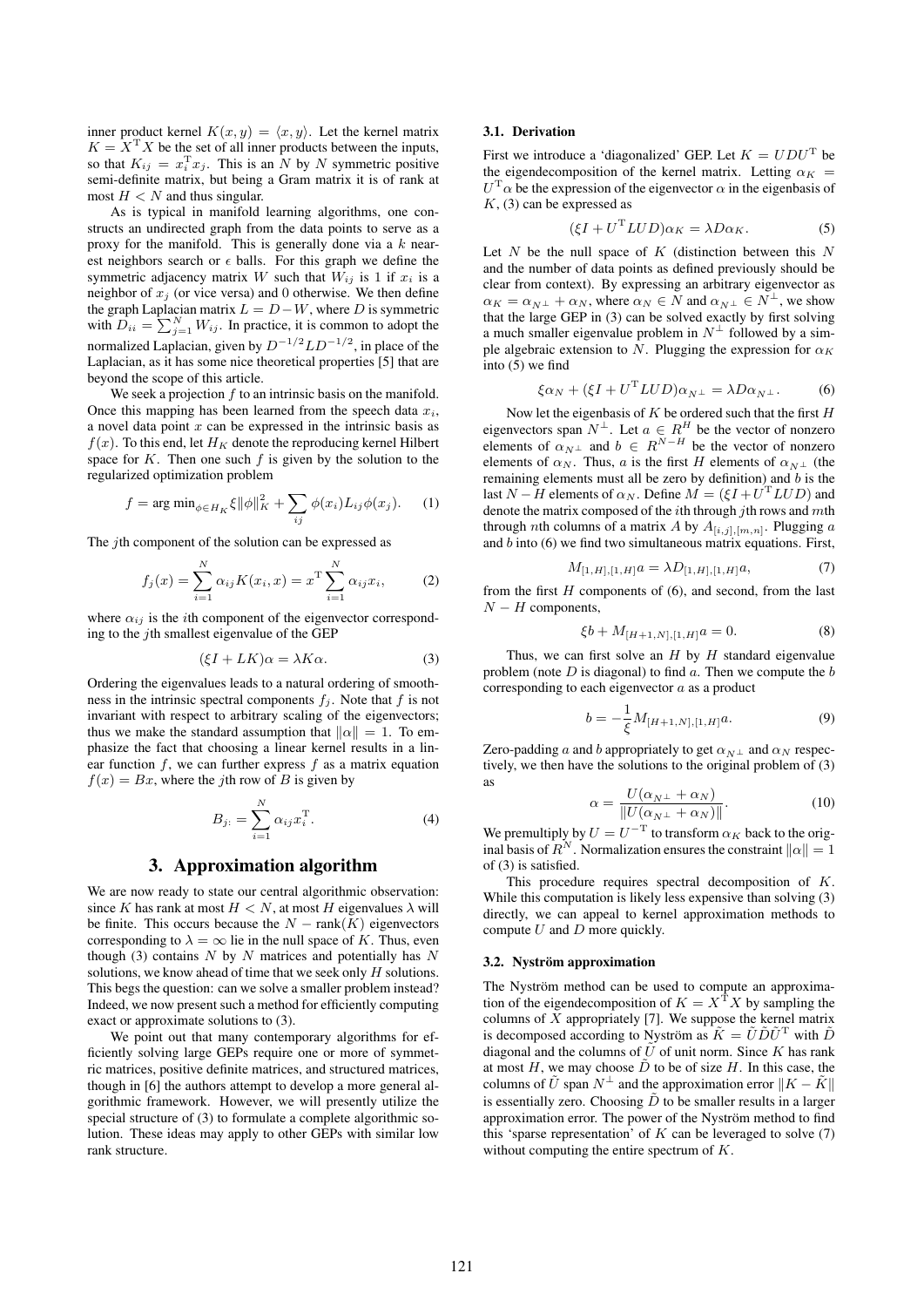inner product kernel $K(x, y) = \langle x, y \rangle$. Let the kernel matrix $K = X^{\mathrm{T}} X$ be the set of all inner products between the inputs, so that $K_{ij} = x_i^{\mathrm{T}} x_j$. This is an $N$ by $N$ symmetric positive semi-definite matrix, but being a Gram matrix it is of rank at most $H < N$ and thus singular.

As is typical in manifold learning algorithms, one constructs an undirected graph from the data points to serve as a proxy for the manifold. This is generally done via a $k$ nearest neighbors search or $\epsilon$ balls. For this graph we define the symmetric adjacency matrix $W$ such that $W_{ij}$ is 1 if $x_i$ is a neighbor of $x_j$ (or vice versa) and 0 otherwise. We then define the graph Laplacian matrix $L = D - W$, where $D$ is symmetric with $D_{ii} = \sum_{j=1}^{N} W_{ij}$. In practice, it is common to adopt the normalized Laplacian, given by $D^{-1/2} L D^{-1/2}$, in place of the Laplacian, as it has some nice theoretical properties [5] that are beyond the scope of this article.

We seek a projection $f$ to an intrinsic basis on the manifold. Once this mapping has been learned from the speech data $x_i$, a novel data point $x$ can be expressed in the intrinsic basis as $f(x)$. To this end, let $H_K$ denote the reproducing kernel Hilbert space for $K$. Then one such $f$ is given by the solution to the regularized optimization problem

$$f = \arg\min_{\phi \in H_K} \xi \|\phi\|_K^2 + \sum_{ij} \phi(x_i) L_{ij} \phi(x_j). \quad (1)$$

The $j$th component of the solution can be expressed as

$$f_j(x) = \sum_{i=1}^{N} \alpha_{ij} K(x_i, x) = x^{\mathrm{T}} \sum_{i=1}^{N} \alpha_{ij} x_i, \quad (2)$$

where $\alpha_{ij}$ is the $i$th component of the eigenvector corresponding to the $j$th smallest eigenvalue of the GEP

$$(\xi I + LK)\alpha = \lambda K \alpha. \quad (3)$$

Ordering the eigenvalues leads to a natural ordering of smoothness in the intrinsic spectral components $f_j$. Note that $f$ is not invariant with respect to arbitrary scaling of the eigenvectors; thus we make the standard assumption that $\|\alpha\| = 1$. To emphasize the fact that choosing a linear kernel results in a linear function $f$, we can further express $f$ as a matrix equation $f(x) = Bx$, where the $j$th row of $B$ is given by

$$B_{j:} = \sum_{i=1}^{N} \alpha_{ij} x_i^{\mathrm{T}}. \quad (4)$$

## 3. Approximation algorithm

We are now ready to state our central algorithmic observation: since $K$ has rank at most $H < N$, at most $H$ eigenvalues $\lambda$ will be finite. This occurs because the $N - \mathrm{rank}(K)$ eigenvectors corresponding to $\lambda = \infty$ lie in the null space of $K$. Thus, even though (3) contains $N$ by $N$ matrices and potentially has $N$ solutions, we know ahead of time that we seek only $H$ solutions. This begs the question: can we solve a smaller problem instead? Indeed, we now present such a method for efficiently computing exact or approximate solutions to (3).

We point out that many contemporary algorithms for efficiently solving large GEPs require one or more of symmetric matrices, positive definite matrices, and structured matrices, though in [6] the authors attempt to develop a more general algorithmic framework. However, we will presently utilize the special structure of (3) to formulate a complete algorithmic solution. These ideas may apply to other GEPs with similar low rank structure.

### 3.1. Derivation

First we introduce a 'diagonalized' GEP. Let $K = UDU^{\mathrm{T}}$ be the eigendecomposition of the kernel matrix. Letting $\alpha_K = U^{\mathrm{T}} \alpha$ be the expression of the eigenvector $\alpha$ in the eigenbasis of $K$, (3) can be expressed as

$$(\xi I + U^{\mathrm{T}} LUD)\alpha_K = \lambda D \alpha_K. \quad (5)$$

Let $N$ be the null space of $K$ (distinction between this $N$ and the number of data points as defined previously should be clear from context). By expressing an arbitrary eigenvector as $\alpha_K = \alpha_{N^\perp} + \alpha_N$, where $\alpha_N \in N$ and $\alpha_{N^\perp} \in N^\perp$, we show that the large GEP in (3) can be solved exactly by first solving a much smaller eigenvalue problem in $N^\perp$ followed by a simple algebraic extension to $N$. Plugging the expression for $\alpha_K$ into (5) we find

$$\xi \alpha_N + (\xi I + U^{\mathrm{T}} LUD)\alpha_{N^\perp} = \lambda D \alpha_{N^\perp}. \quad (6)$$

Now let the eigenbasis of $K$ be ordered such that the first $H$ eigenvectors span $N^\perp$. Let $a \in R^H$ be the vector of nonzero elements of $\alpha_{N^\perp}$ and $b \in R^{N-H}$ be the vector of nonzero elements of $\alpha_N$. Thus, $a$ is the first $H$ elements of $\alpha_{N^\perp}$ (the remaining elements must all be zero by definition) and $b$ is the last $N - H$ elements of $\alpha_N$. Define $M = (\xi I + U^{\mathrm{T}} LUD)$ and denote the matrix composed of the $i$th through $j$th rows and $m$th through $n$th columns of a matrix $A$ by $A_{[i,j],[m,n]}$. Plugging $a$ and $b$ into (6) we find two simultaneous matrix equations. First,

$$M_{[1,H],[1,H]} a = \lambda D_{[1,H],[1,H]} a, \quad (7)$$

from the first $H$ components of (6), and second, from the last $N - H$ components,

$$\xi b + M_{[H+1,N],[1,H]} a = 0. \quad (8)$$

Thus, we can first solve an $H$ by $H$ standard eigenvalue problem (note $D$ is diagonal) to find $a$. Then we compute the $b$ corresponding to each eigenvector $a$ as a product

$$b = -\frac{1}{\xi} M_{[H+1,N],[1,H]} a. \quad (9)$$

Zero-padding $a$ and $b$ appropriately to get $\alpha_{N^\perp}$ and $\alpha_N$ respectively, we then have the solutions to the original problem of (3) as

$$\alpha = \frac{U(\alpha_{N^\perp} + \alpha_N)}{\|U(\alpha_{N^\perp} + \alpha_N)\|}. \quad (10)$$

We premultiply by $U = U^{-\mathrm{T}}$ to transform $\alpha_K$ back to the original basis of $R^N$. Normalization ensures the constraint $\|\alpha\| = 1$ of (3) is satisfied.

This procedure requires spectral decomposition of $K$. While this computation is likely less expensive than solving (3) directly, we can appeal to kernel approximation methods to compute $U$ and $D$ more quickly.

### 3.2. Nyström approximation

The Nyström method can be used to compute an approximation of the eigendecomposition of $K = X^{\mathrm{T}} X$ by sampling the columns of $X$ appropriately [7]. We suppose the kernel matrix is decomposed according to Nyström as $\tilde{K} = \tilde{U} \tilde{D} \tilde{U}^{\mathrm{T}}$ with $\tilde{D}$ diagonal and the columns of $\tilde{U}$ of unit norm. Since $K$ has rank at most $H$, we may choose $\tilde{D}$ to be of size $H$. In this case, the columns of $\tilde{U}$ span $N^\perp$ and the approximation error $\|K - \tilde{K}\|$ is essentially zero. Choosing $\tilde{D}$ to be smaller results in a larger approximation error. The power of the Nyström method to find this 'sparse representation' of $K$ can be leveraged to solve (7) without computing the entire spectrum of $K$.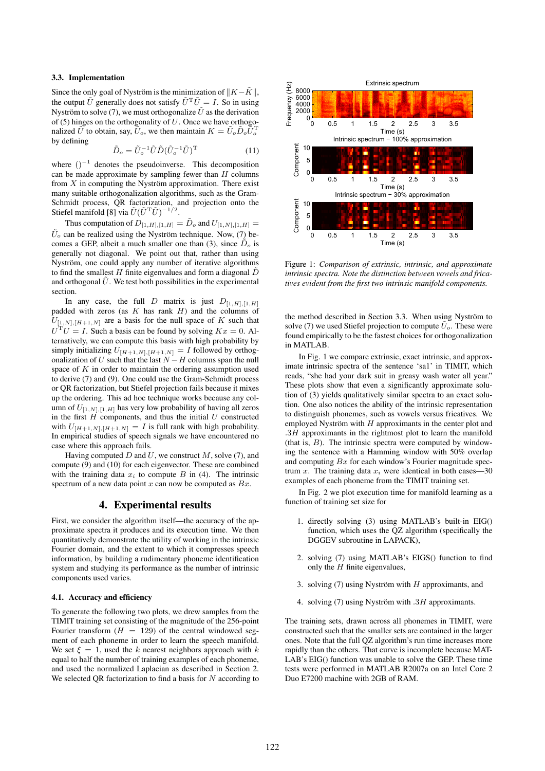### 3.3. Implementation

Since the only goal of Nyström is the minimization of $\|K-\tilde{K}\|$, the output $\tilde{U}$ generally does not satisfy $\tilde{U}^{\mathrm{T}}\tilde{U} = I$. So in using Nyström to solve (7), we must orthogonalize $\tilde{U}$ as the derivation of (5) hinges on the orthogonality of $U$. Once we have orthogonalized $\tilde{U}$ to obtain, say, $\tilde{U}_o$, we then maintain $K = \tilde{U}_o\tilde{D}_o\tilde{U}_o^{\mathrm{T}}$ by defining

$$\tilde{D}_o = \tilde{U}_o^{-1}\tilde{U}\tilde{D}(\tilde{U}_o^{-1}\tilde{U})^{\mathrm{T}} \tag{11}$$

where $()^{-1}$ denotes the pseudoinverse. This decomposition can be made approximate by sampling fewer than $H$ columns from $X$ in computing the Nyström approximation. There exist many suitable orthogonalization algorithms, such as the Gram-Schmidt process, QR factorization, and projection onto the Stiefel manifold [8] via $\tilde{U}(\tilde{U}^{\mathrm{T}}\tilde{U})^{-1/2}$.

Thus computation of $D_{[1,H],[1,H]} = \tilde{D}_o$ and $U_{[1,N],[1,H]} = \tilde{U}_o$ can be realized using the Nyström technique. Now, (7) becomes a GEP, albeit a much smaller one than (3), since $\tilde{D}_o$ is generally not diagonal. We point out that, rather than using Nyström, one could apply any number of iterative algorithms to find the smallest $H$ finite eigenvalues and form a diagonal $\tilde{D}$ and orthogonal $\tilde{U}$. We test both possibilities in the experimental section.

In any case, the full $D$ matrix is just $D_{[1,H],[1,H]}$ padded with zeros (as $K$ has rank $H$) and the columns of $U_{[1,N],[H+1,N]}$ are a basis for the null space of $K$ such that $U^{\mathrm{T}}U = I$. Such a basis can be found by solving $Kx = 0$. Alternatively, we can compute this basis with high probability by simply initializing $U_{[H+1,N],[H+1,N]} = I$ followed by orthogonalization of $U$ such that the last $N-H$ columns span the null space of $K$ in order to maintain the ordering assumption used to derive (7) and (9). One could use the Gram-Schmidt process or QR factorization, but Stiefel projection fails because it mixes up the ordering. This ad hoc technique works because any column of $U_{[1,N],[1,H]}$ has very low probability of having all zeros in the first $H$ components, and thus the initial $U$ constructed with $U_{[H+1,N],[H+1,N]} = I$ is full rank with high probability. In empirical studies of speech signals we have encountered no case where this approach fails.

Having computed $D$ and $U$, we construct $M$, solve (7), and compute (9) and (10) for each eigenvector. These are combined with the training data $x_i$ to compute $B$ in (4). The intrinsic spectrum of a new data point $x$ can now be computed as $Bx$.

## 4. Experimental results

First, we consider the algorithm itself—the accuracy of the approximate spectra it produces and its execution time. We then quantitatively demonstrate the utility of working in the intrinsic Fourier domain, and the extent to which it compresses speech information, by building a rudimentary phoneme identification system and studying its performance as the number of intrinsic components used varies.

### 4.1. Accuracy and efficiency

To generate the following two plots, we drew samples from the TIMIT training set consisting of the magnitude of the 256-point Fourier transform ($H = 129$) of the central windowed segment of each phoneme in order to learn the speech manifold. We set $\xi = 1$, used the $k$ nearest neighbors approach with $k$ equal to half the number of training examples of each phoneme, and used the normalized Laplacian as described in Section 2. We selected QR factorization to find a basis for $N$ according to the method described in Section 3.3. When using Nyström to solve (7) we used Stiefel projection to compute $\tilde{U}_o$. These were found empirically to be the fastest choices for orthogonalization in MATLAB.

Figure 1: *Comparison of extrinsic, intrinsic, and approximate intrinsic spectra. Note the distinction between vowels and fricatives evident from the first two intrinsic manifold components.*

In Fig. 1 we compare extrinsic, exact intrinsic, and approximate intrinsic spectra of the sentence 'sa1' in TIMIT, which reads, "she had your dark suit in greasy wash water all year." These plots show that even a significantly approximate solution of (3) yields qualitatively similar spectra to an exact solution. One also notices the ability of the intrinsic representation to distinguish phonemes, such as vowels versus fricatives. We employed Nyström with $H$ approximants in the center plot and $.3H$ approximants in the rightmost plot to learn the manifold (that is, $B$). The intrinsic spectra were computed by windowing the sentence with a Hamming window with 50% overlap and computing $Bx$ for each window's Fourier magnitude spectrum $x$. The training data $x_i$ were identical in both cases—30 examples of each phoneme from the TIMIT training set.

In Fig. 2 we plot execution time for manifold learning as a function of training set size for

1. directly solving (3) using MATLAB's built-in EIG() function, which uses the QZ algorithm (specifically the DGGEV subroutine in LAPACK),
2. solving (7) using MATLAB's EIGS() function to find only the $H$ finite eigenvalues,
3. solving (7) using Nyström with $H$ approximants, and
4. solving (7) using Nyström with $.3H$ approximants.

The training sets, drawn across all phonemes in TIMIT, were constructed such that the smaller sets are contained in the larger ones. Note that the full QZ algorithm's run time increases more rapidly than the others. That curve is incomplete because MATLAB's EIG() function was unable to solve the GEP. These time tests were performed in MATLAB R2007a on an Intel Core 2 Duo E7200 machine with 2GB of RAM.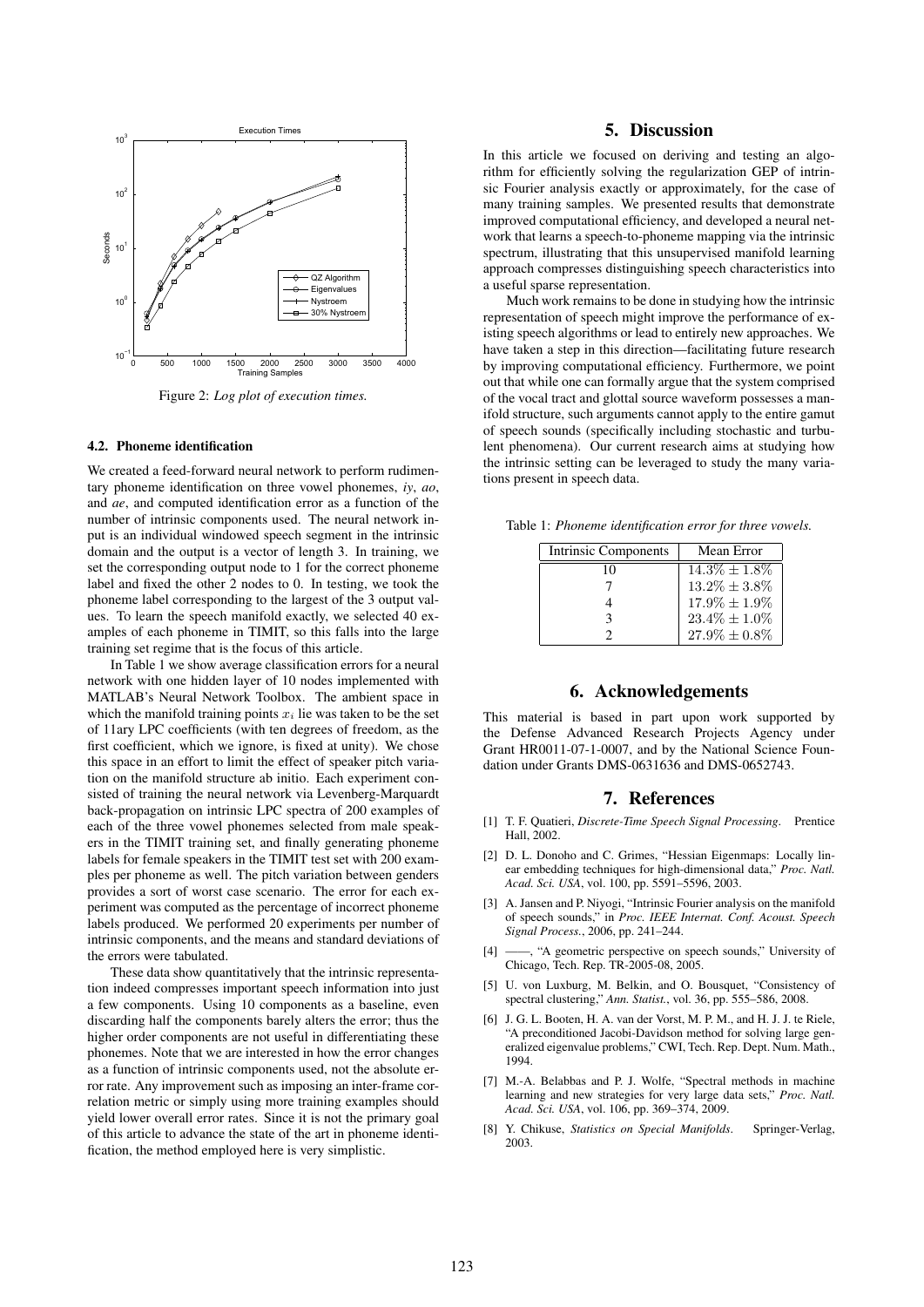Execution Times

$10^3$

$10^2$

$10^1$

$10^0$

$10^{-1}$

Seconds

0 500 1000 1500 2000 2500 3000 3500 4000

Training Samples

QZ Algorithm

Eigenvalues

Nystroem

30% Nystroem

Figure 2: *Log plot of execution times.*

### 4.2. Phoneme identification

We created a feed-forward neural network to perform rudimentary phoneme identification on three vowel phonemes, *iy*, *ao*, and *ae*, and computed identification error as a function of the number of intrinsic components used. The neural network input is an individual windowed speech segment in the intrinsic domain and the output is a vector of length 3. In training, we set the corresponding output node to 1 for the correct phoneme label and fixed the other 2 nodes to 0. In testing, we took the phoneme label corresponding to the largest of the 3 output values. To learn the speech manifold exactly, we selected 40 examples of each phoneme in TIMIT, so this falls into the large training set regime that is the focus of this article.

In Table 1 we show average classification errors for a neural network with one hidden layer of 10 nodes implemented with MATLAB's Neural Network Toolbox. The ambient space in which the manifold training points $x_i$ lie was taken to be the set of 11ary LPC coefficients (with ten degrees of freedom, as the first coefficient, which we ignore, is fixed at unity). We chose this space in an effort to limit the effect of speaker pitch variation on the manifold structure ab initio. Each experiment consisted of training the neural network via Levenberg-Marquardt back-propagation on intrinsic LPC spectra of 200 examples of each of the three vowel phonemes selected from male speakers in the TIMIT training set, and finally generating phoneme labels for female speakers in the TIMIT test set with 200 examples per phoneme as well. The pitch variation between genders provides a sort of worst case scenario. The error for each experiment was computed as the percentage of incorrect phoneme labels produced. We performed 20 experiments per number of intrinsic components, and the means and standard deviations of the errors were tabulated.

These data show quantitatively that the intrinsic representation indeed compresses important speech information into just a few components. Using 10 components as a baseline, even discarding half the components barely alters the error; thus the higher order components are not useful in differentiating these phonemes. Note that we are interested in how the error changes as a function of intrinsic components used, not the absolute error rate. Any improvement such as imposing an inter-frame correlation metric or simply using more training examples should yield lower overall error rates. Since it is not the primary goal of this article to advance the state of the art in phoneme identification, the method employed here is very simplistic.

## 5. Discussion

In this article we focused on deriving and testing an algorithm for efficiently solving the regularization GEP of intrinsic Fourier analysis exactly or approximately, for the case of many training samples. We presented results that demonstrate improved computational efficiency, and developed a neural network that learns a speech-to-phoneme mapping via the intrinsic spectrum, illustrating that this unsupervised manifold learning approach compresses distinguishing speech characteristics into a useful sparse representation.

Much work remains to be done in studying how the intrinsic representation of speech might improve the performance of existing speech algorithms or lead to entirely new approaches. We have taken a step in this direction—facilitating future research by improving computational efficiency. Furthermore, we point out that while one can formally argue that the system comprised of the vocal tract and glottal source waveform possesses a manifold structure, such arguments cannot apply to the entire gamut of speech sounds (specifically including stochastic and turbulent phenomena). Our current research aims at studying how the intrinsic setting can be leveraged to study the many variations present in speech data.

Table 1: *Phoneme identification error for three vowels.*

| Intrinsic Components | Mean Error |
|---|---|
| 10 | $14.3\% \pm 1.8\%$ |
| 7 | $13.2\% \pm 3.8\%$ |
| 4 | $17.9\% \pm 1.9\%$ |
| 3 | $23.4\% \pm 1.0\%$ |
| 2 | $27.9\% \pm 0.8\%$ |

## 6. Acknowledgements

This material is based in part upon work supported by the Defense Advanced Research Projects Agency under Grant HR0011-07-1-0007, and by the National Science Foundation under Grants DMS-0631636 and DMS-0652743.

## 7. References

[1] T. F. Quatieri, *Discrete-Time Speech Signal Processing*. Prentice Hall, 2002.

[2] D. L. Donoho and C. Grimes, "Hessian Eigenmaps: Locally linear embedding techniques for high-dimensional data," *Proc. Natl. Acad. Sci. USA*, vol. 100, pp. 5591–5596, 2003.

[3] A. Jansen and P. Niyogi, "Intrinsic Fourier analysis on the manifold of speech sounds," in *Proc. IEEE Internat. Conf. Acoust. Speech Signal Process.*, 2006, pp. 241–244.

[4] ——, "A geometric perspective on speech sounds," University of Chicago, Tech. Rep. TR-2005-08, 2005.

[5] U. von Luxburg, M. Belkin, and O. Bousquet, "Consistency of spectral clustering," *Ann. Statist.*, vol. 36, pp. 555–586, 2008.

[6] J. G. L. Booten, H. A. van der Vorst, M. P. M., and H. J. J. te Riele, "A preconditioned Jacobi-Davidson method for solving large generalized eigenvalue problems," CWI, Tech. Rep. Dept. Num. Math., 1994.

[7] M.-A. Belabbas and P. J. Wolfe, "Spectral methods in machine learning and new strategies for very large data sets," *Proc. Natl. Acad. Sci. USA*, vol. 106, pp. 369–374, 2009.

[8] Y. Chikuse, *Statistics on Special Manifolds*. Springer-Verlag, 2003.